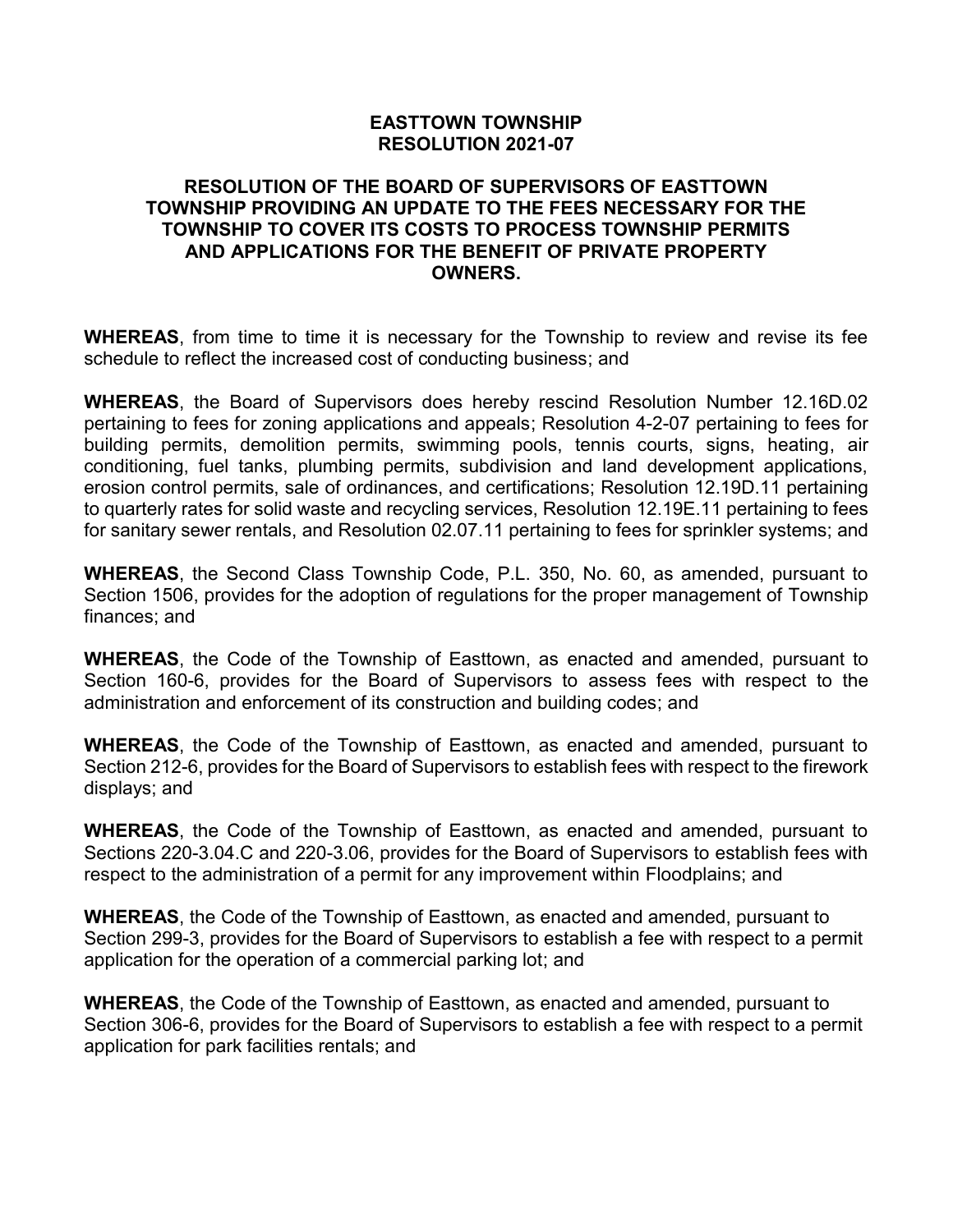# EASTTOWN TOWNSHIP
# RESOLUTION 2021-07

## RESOLUTION OF THE BOARD OF SUPERVISORS OF EASTTOWN TOWNSHIP PROVIDING AN UPDATE TO THE FEES NECESSARY FOR THE TOWNSHIP TO COVER ITS COSTS TO PROCESS TOWNSHIP PERMITS AND APPLICATIONS FOR THE BENEFIT OF PRIVATE PROPERTY OWNERS.

**WHEREAS**, from time to time it is necessary for the Township to review and revise its fee schedule to reflect the increased cost of conducting business; and

**WHEREAS**, the Board of Supervisors does hereby rescind Resolution Number 12.16D.02 pertaining to fees for zoning applications and appeals; Resolution 4-2-07 pertaining to fees for building permits, demolition permits, swimming pools, tennis courts, signs, heating, air conditioning, fuel tanks, plumbing permits, subdivision and land development applications, erosion control permits, sale of ordinances, and certifications; Resolution 12.19D.11 pertaining to quarterly rates for solid waste and recycling services, Resolution 12.19E.11 pertaining to fees for sanitary sewer rentals, and Resolution 02.07.11 pertaining to fees for sprinkler systems; and

**WHEREAS**, the Second Class Township Code, P.L. 350, No. 60, as amended, pursuant to Section 1506, provides for the adoption of regulations for the proper management of Township finances; and

**WHEREAS**, the Code of the Township of Easttown, as enacted and amended, pursuant to Section 160-6, provides for the Board of Supervisors to assess fees with respect to the administration and enforcement of its construction and building codes; and

**WHEREAS**, the Code of the Township of Easttown, as enacted and amended, pursuant to Section 212-6, provides for the Board of Supervisors to establish fees with respect to the firework displays; and

**WHEREAS**, the Code of the Township of Easttown, as enacted and amended, pursuant to Sections 220-3.04.C and 220-3.06, provides for the Board of Supervisors to establish fees with respect to the administration of a permit for any improvement within Floodplains; and

**WHEREAS**, the Code of the Township of Easttown, as enacted and amended, pursuant to Section 299-3, provides for the Board of Supervisors to establish a fee with respect to a permit application for the operation of a commercial parking lot; and

**WHEREAS**, the Code of the Township of Easttown, as enacted and amended, pursuant to Section 306-6, provides for the Board of Supervisors to establish a fee with respect to a permit application for park facilities rentals; and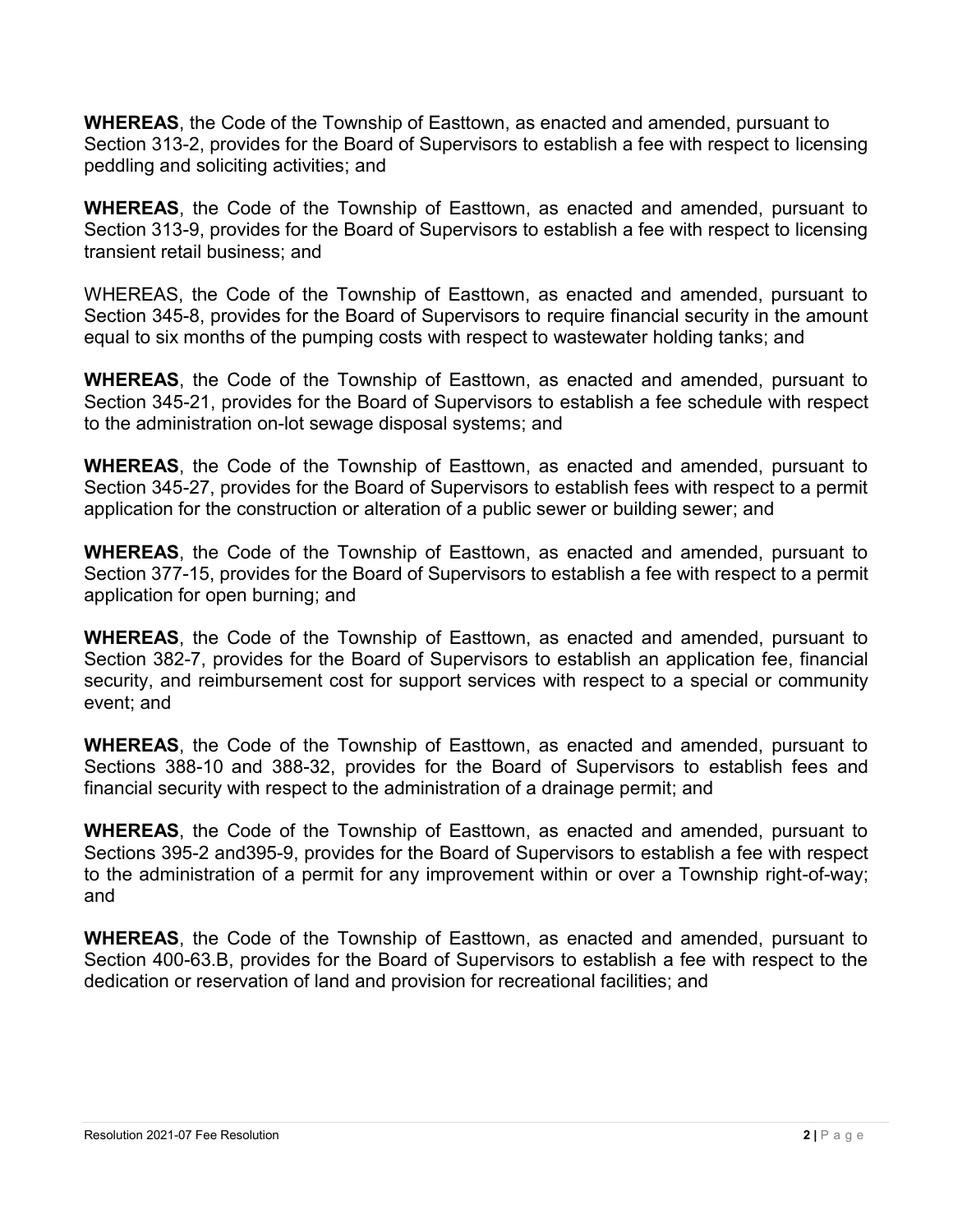**WHEREAS**, the Code of the Township of Easttown, as enacted and amended, pursuant to Section 313-2, provides for the Board of Supervisors to establish a fee with respect to licensing peddling and soliciting activities; and

**WHEREAS**, the Code of the Township of Easttown, as enacted and amended, pursuant to Section 313-9, provides for the Board of Supervisors to establish a fee with respect to licensing transient retail business; and

WHEREAS, the Code of the Township of Easttown, as enacted and amended, pursuant to Section 345-8, provides for the Board of Supervisors to require financial security in the amount equal to six months of the pumping costs with respect to wastewater holding tanks; and

**WHEREAS**, the Code of the Township of Easttown, as enacted and amended, pursuant to Section 345-21, provides for the Board of Supervisors to establish a fee schedule with respect to the administration on-lot sewage disposal systems; and

**WHEREAS**, the Code of the Township of Easttown, as enacted and amended, pursuant to Section 345-27, provides for the Board of Supervisors to establish fees with respect to a permit application for the construction or alteration of a public sewer or building sewer; and

**WHEREAS**, the Code of the Township of Easttown, as enacted and amended, pursuant to Section 377-15, provides for the Board of Supervisors to establish a fee with respect to a permit application for open burning; and

**WHEREAS**, the Code of the Township of Easttown, as enacted and amended, pursuant to Section 382-7, provides for the Board of Supervisors to establish an application fee, financial security, and reimbursement cost for support services with respect to a special or community event; and

**WHEREAS**, the Code of the Township of Easttown, as enacted and amended, pursuant to Sections 388-10 and 388-32, provides for the Board of Supervisors to establish fees and financial security with respect to the administration of a drainage permit; and

**WHEREAS**, the Code of the Township of Easttown, as enacted and amended, pursuant to Sections 395-2 and395-9, provides for the Board of Supervisors to establish a fee with respect to the administration of a permit for any improvement within or over a Township right-of-way; and

**WHEREAS**, the Code of the Township of Easttown, as enacted and amended, pursuant to Section 400-63.B, provides for the Board of Supervisors to establish a fee with respect to the dedication or reservation of land and provision for recreational facilities; and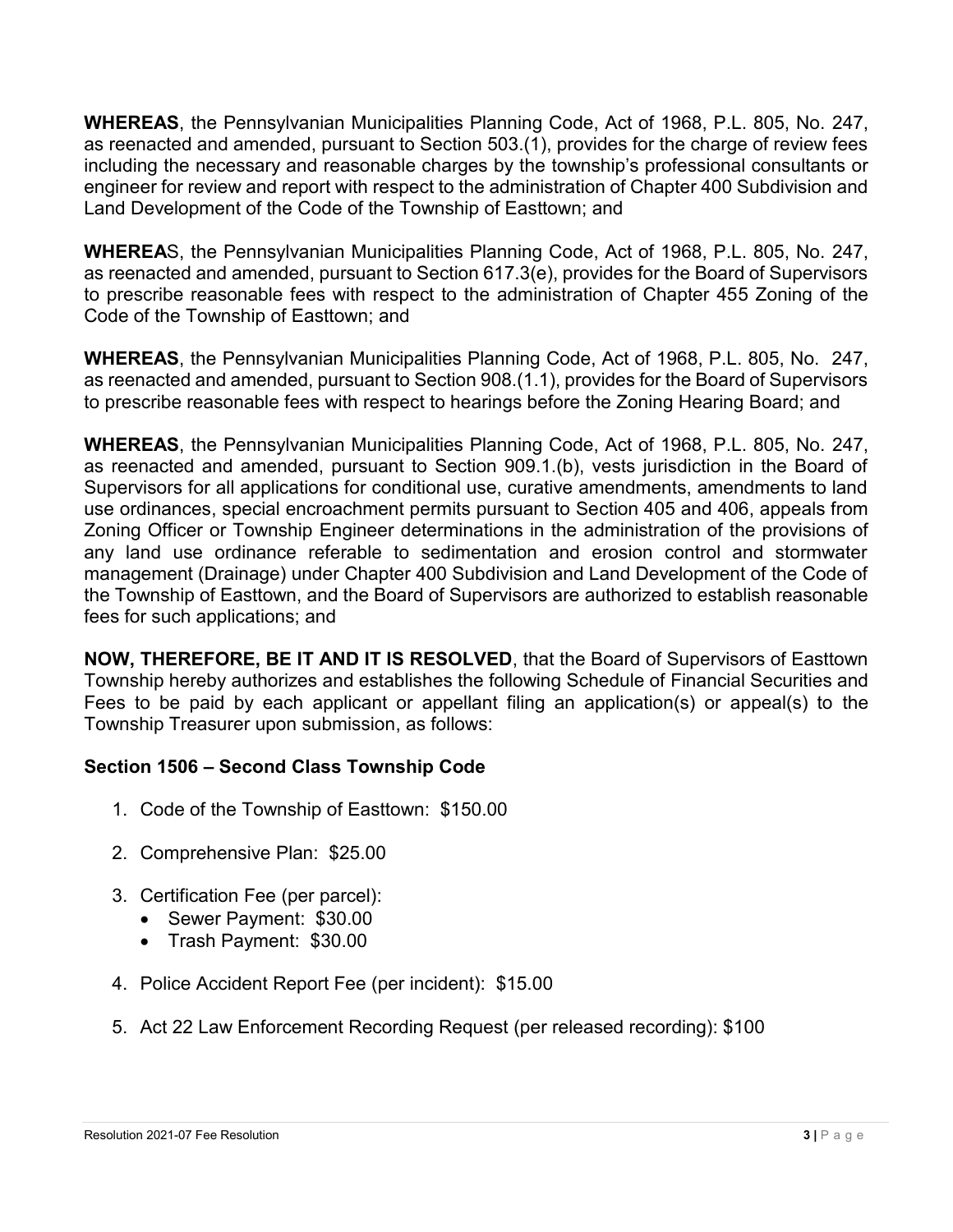**WHEREAS**, the Pennsylvanian Municipalities Planning Code, Act of 1968, P.L. 805, No. 247, as reenacted and amended, pursuant to Section 503.(1), provides for the charge of review fees including the necessary and reasonable charges by the township's professional consultants or engineer for review and report with respect to the administration of Chapter 400 Subdivision and Land Development of the Code of the Township of Easttown; and

**WHEREA**S, the Pennsylvanian Municipalities Planning Code, Act of 1968, P.L. 805, No. 247, as reenacted and amended, pursuant to Section 617.3(e), provides for the Board of Supervisors to prescribe reasonable fees with respect to the administration of Chapter 455 Zoning of the Code of the Township of Easttown; and

**WHEREAS**, the Pennsylvanian Municipalities Planning Code, Act of 1968, P.L. 805, No. 247, as reenacted and amended, pursuant to Section 908.(1.1), provides for the Board of Supervisors to prescribe reasonable fees with respect to hearings before the Zoning Hearing Board; and

**WHEREAS**, the Pennsylvanian Municipalities Planning Code, Act of 1968, P.L. 805, No. 247, as reenacted and amended, pursuant to Section 909.1.(b), vests jurisdiction in the Board of Supervisors for all applications for conditional use, curative amendments, amendments to land use ordinances, special encroachment permits pursuant to Section 405 and 406, appeals from Zoning Officer or Township Engineer determinations in the administration of the provisions of any land use ordinance referable to sedimentation and erosion control and stormwater management (Drainage) under Chapter 400 Subdivision and Land Development of the Code of the Township of Easttown, and the Board of Supervisors are authorized to establish reasonable fees for such applications; and

**NOW, THEREFORE, BE IT AND IT IS RESOLVED**, that the Board of Supervisors of Easttown Township hereby authorizes and establishes the following Schedule of Financial Securities and Fees to be paid by each applicant or appellant filing an application(s) or appeal(s) to the Township Treasurer upon submission, as follows:

**Section 1506 – Second Class Township Code**

1. Code of the Township of Easttown: $150.00
2. Comprehensive Plan: $25.00
3. Certification Fee (per parcel):
   - Sewer Payment: $30.00
   - Trash Payment: $30.00
4. Police Accident Report Fee (per incident): $15.00
5. Act 22 Law Enforcement Recording Request (per released recording): $100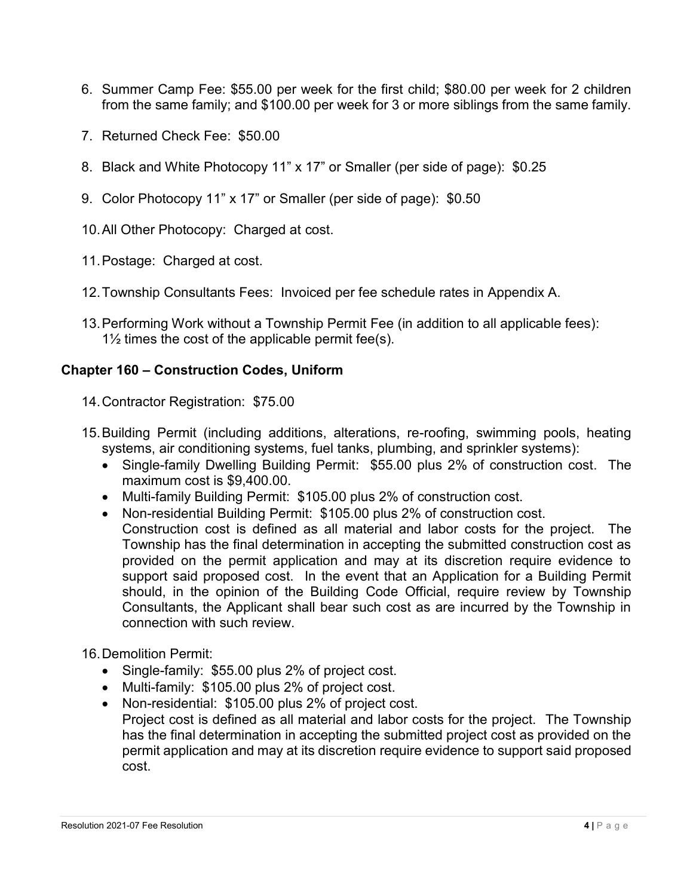6. Summer Camp Fee: $55.00 per week for the first child; $80.00 per week for 2 children from the same family; and $100.00 per week for 3 or more siblings from the same family.

7. Returned Check Fee: $50.00

8. Black and White Photocopy 11" x 17" or Smaller (per side of page): $0.25

9. Color Photocopy 11" x 17" or Smaller (per side of page): $0.50

10. All Other Photocopy: Charged at cost.

11. Postage: Charged at cost.

12. Township Consultants Fees: Invoiced per fee schedule rates in Appendix A.

13. Performing Work without a Township Permit Fee (in addition to all applicable fees): 1½ times the cost of the applicable permit fee(s).

## Chapter 160 – Construction Codes, Uniform

14. Contractor Registration: $75.00

15. Building Permit (including additions, alterations, re-roofing, swimming pools, heating systems, air conditioning systems, fuel tanks, plumbing, and sprinkler systems):
    - Single-family Dwelling Building Permit: $55.00 plus 2% of construction cost. The maximum cost is $9,400.00.
    - Multi-family Building Permit: $105.00 plus 2% of construction cost.
    - Non-residential Building Permit: $105.00 plus 2% of construction cost.
      Construction cost is defined as all material and labor costs for the project. The Township has the final determination in accepting the submitted construction cost as provided on the permit application and may at its discretion require evidence to support said proposed cost. In the event that an Application for a Building Permit should, in the opinion of the Building Code Official, require review by Township Consultants, the Applicant shall bear such cost as are incurred by the Township in connection with such review.

16. Demolition Permit:
    - Single-family: $55.00 plus 2% of project cost.
    - Multi-family: $105.00 plus 2% of project cost.
    - Non-residential: $105.00 plus 2% of project cost.
      Project cost is defined as all material and labor costs for the project. The Township has the final determination in accepting the submitted project cost as provided on the permit application and may at its discretion require evidence to support said proposed cost.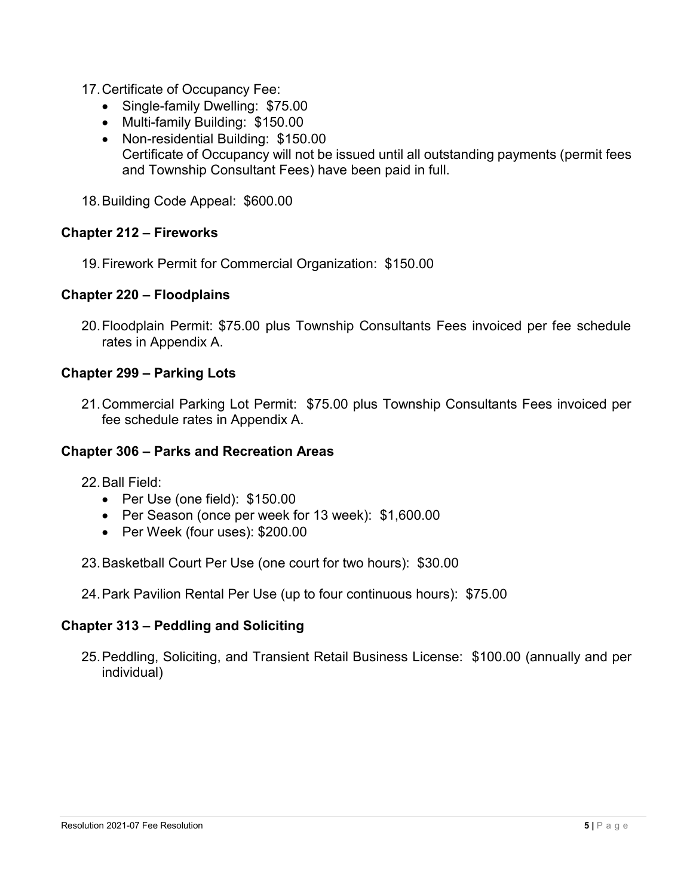17. Certificate of Occupancy Fee:
    - Single-family Dwelling: $75.00
    - Multi-family Building: $150.00
    - Non-residential Building: $150.00
      Certificate of Occupancy will not be issued until all outstanding payments (permit fees and Township Consultant Fees) have been paid in full.

18. Building Code Appeal: $600.00

**Chapter 212 – Fireworks**

19. Firework Permit for Commercial Organization: $150.00

**Chapter 220 – Floodplains**

20. Floodplain Permit: $75.00 plus Township Consultants Fees invoiced per fee schedule rates in Appendix A.

**Chapter 299 – Parking Lots**

21. Commercial Parking Lot Permit: $75.00 plus Township Consultants Fees invoiced per fee schedule rates in Appendix A.

**Chapter 306 – Parks and Recreation Areas**

22. Ball Field:
    - Per Use (one field): $150.00
    - Per Season (once per week for 13 week): $1,600.00
    - Per Week (four uses): $200.00

23. Basketball Court Per Use (one court for two hours): $30.00

24. Park Pavilion Rental Per Use (up to four continuous hours): $75.00

**Chapter 313 – Peddling and Soliciting**

25. Peddling, Soliciting, and Transient Retail Business License: $100.00 (annually and per individual)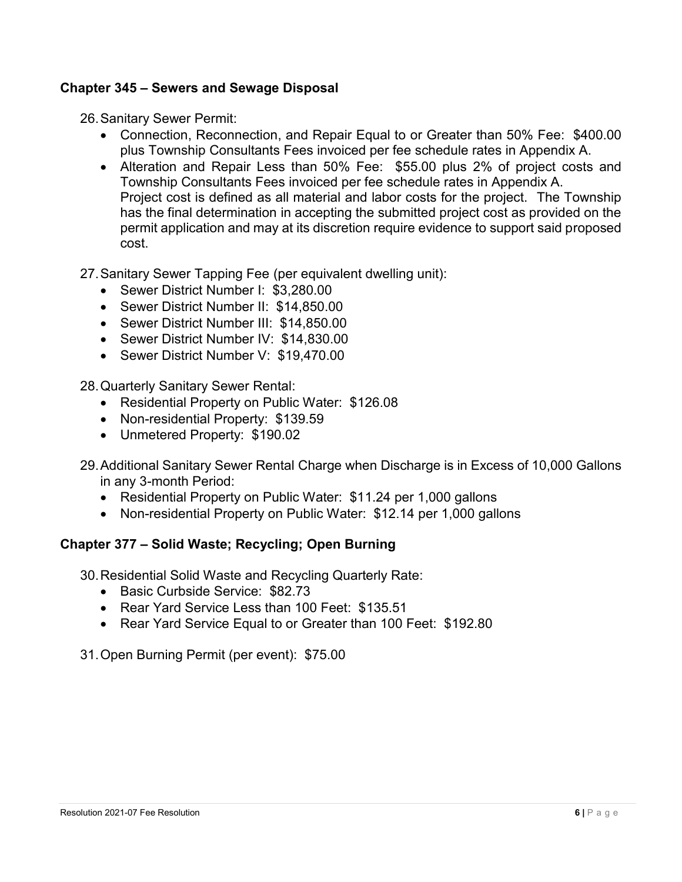### Chapter 345 – Sewers and Sewage Disposal

26. Sanitary Sewer Permit:
    - Connection, Reconnection, and Repair Equal to or Greater than 50% Fee: $400.00 plus Township Consultants Fees invoiced per fee schedule rates in Appendix A.
    - Alteration and Repair Less than 50% Fee: $55.00 plus 2% of project costs and Township Consultants Fees invoiced per fee schedule rates in Appendix A.
      Project cost is defined as all material and labor costs for the project. The Township has the final determination in accepting the submitted project cost as provided on the permit application and may at its discretion require evidence to support said proposed cost.

27. Sanitary Sewer Tapping Fee (per equivalent dwelling unit):
    - Sewer District Number I: $3,280.00
    - Sewer District Number II: $14,850.00
    - Sewer District Number III: $14,850.00
    - Sewer District Number IV: $14,830.00
    - Sewer District Number V: $19,470.00

28. Quarterly Sanitary Sewer Rental:
    - Residential Property on Public Water: $126.08
    - Non-residential Property: $139.59
    - Unmetered Property: $190.02

29. Additional Sanitary Sewer Rental Charge when Discharge is in Excess of 10,000 Gallons in any 3-month Period:
    - Residential Property on Public Water: $11.24 per 1,000 gallons
    - Non-residential Property on Public Water: $12.14 per 1,000 gallons

### Chapter 377 – Solid Waste; Recycling; Open Burning

30. Residential Solid Waste and Recycling Quarterly Rate:
    - Basic Curbside Service: $82.73
    - Rear Yard Service Less than 100 Feet: $135.51
    - Rear Yard Service Equal to or Greater than 100 Feet: $192.80

31. Open Burning Permit (per event): $75.00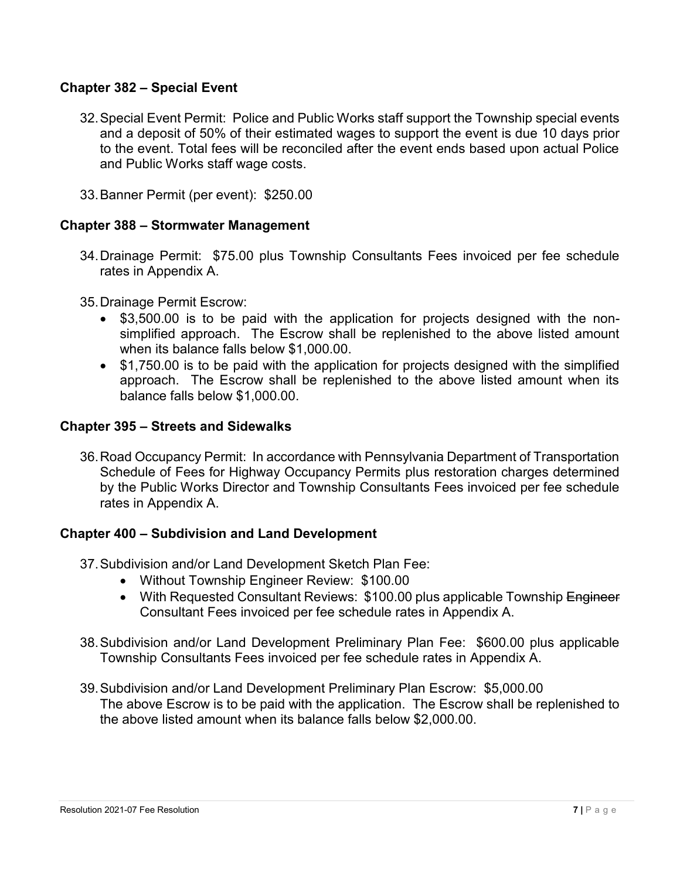### Chapter 382 – Special Event

32. Special Event Permit: Police and Public Works staff support the Township special events and a deposit of 50% of their estimated wages to support the event is due 10 days prior to the event. Total fees will be reconciled after the event ends based upon actual Police and Public Works staff wage costs.

33. Banner Permit (per event): $250.00

### Chapter 388 – Stormwater Management

34. Drainage Permit: $75.00 plus Township Consultants Fees invoiced per fee schedule rates in Appendix A.

35. Drainage Permit Escrow:
    - $3,500.00 is to be paid with the application for projects designed with the non-simplified approach. The Escrow shall be replenished to the above listed amount when its balance falls below $1,000.00.
    - $1,750.00 is to be paid with the application for projects designed with the simplified approach. The Escrow shall be replenished to the above listed amount when its balance falls below $1,000.00.

### Chapter 395 – Streets and Sidewalks

36. Road Occupancy Permit: In accordance with Pennsylvania Department of Transportation Schedule of Fees for Highway Occupancy Permits plus restoration charges determined by the Public Works Director and Township Consultants Fees invoiced per fee schedule rates in Appendix A.

### Chapter 400 – Subdivision and Land Development

37. Subdivision and/or Land Development Sketch Plan Fee:
    - Without Township Engineer Review: $100.00
    - With Requested Consultant Reviews: $100.00 plus applicable Township ~~Engineer~~ Consultant Fees invoiced per fee schedule rates in Appendix A.

38. Subdivision and/or Land Development Preliminary Plan Fee: $600.00 plus applicable Township Consultants Fees invoiced per fee schedule rates in Appendix A.

39. Subdivision and/or Land Development Preliminary Plan Escrow: $5,000.00
    The above Escrow is to be paid with the application. The Escrow shall be replenished to the above listed amount when its balance falls below $2,000.00.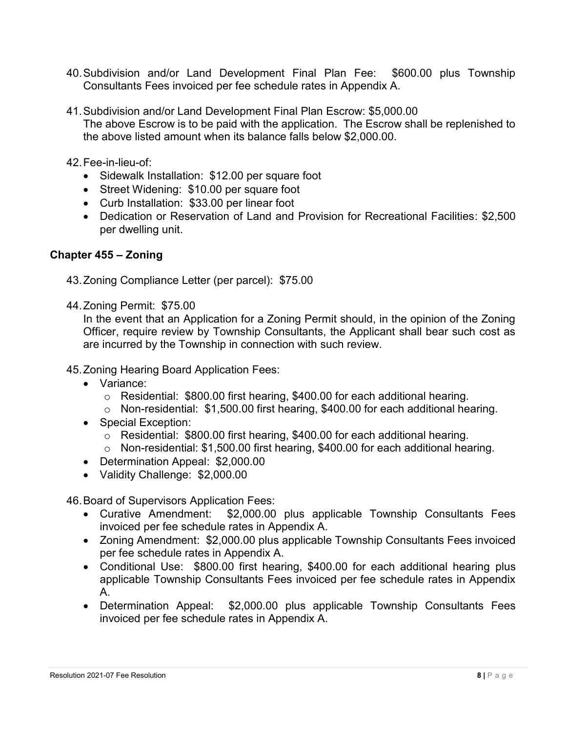40. Subdivision and/or Land Development Final Plan Fee: $600.00 plus Township Consultants Fees invoiced per fee schedule rates in Appendix A.

41. Subdivision and/or Land Development Final Plan Escrow: $5,000.00
    The above Escrow is to be paid with the application. The Escrow shall be replenished to the above listed amount when its balance falls below $2,000.00.

42. Fee-in-lieu-of:
    - Sidewalk Installation: $12.00 per square foot
    - Street Widening: $10.00 per square foot
    - Curb Installation: $33.00 per linear foot
    - Dedication or Reservation of Land and Provision for Recreational Facilities: $2,500 per dwelling unit.

## Chapter 455 – Zoning

43. Zoning Compliance Letter (per parcel): $75.00

44. Zoning Permit: $75.00
    In the event that an Application for a Zoning Permit should, in the opinion of the Zoning Officer, require review by Township Consultants, the Applicant shall bear such cost as are incurred by the Township in connection with such review.

45. Zoning Hearing Board Application Fees:
    - Variance:
        - Residential: $800.00 first hearing, $400.00 for each additional hearing.
        - Non-residential: $1,500.00 first hearing, $400.00 for each additional hearing.
    - Special Exception:
        - Residential: $800.00 first hearing, $400.00 for each additional hearing.
        - Non-residential: $1,500.00 first hearing, $400.00 for each additional hearing.
    - Determination Appeal: $2,000.00
    - Validity Challenge: $2,000.00

46. Board of Supervisors Application Fees:
    - Curative Amendment: $2,000.00 plus applicable Township Consultants Fees invoiced per fee schedule rates in Appendix A.
    - Zoning Amendment: $2,000.00 plus applicable Township Consultants Fees invoiced per fee schedule rates in Appendix A.
    - Conditional Use: $800.00 first hearing, $400.00 for each additional hearing plus applicable Township Consultants Fees invoiced per fee schedule rates in Appendix A.
    - Determination Appeal: $2,000.00 plus applicable Township Consultants Fees invoiced per fee schedule rates in Appendix A.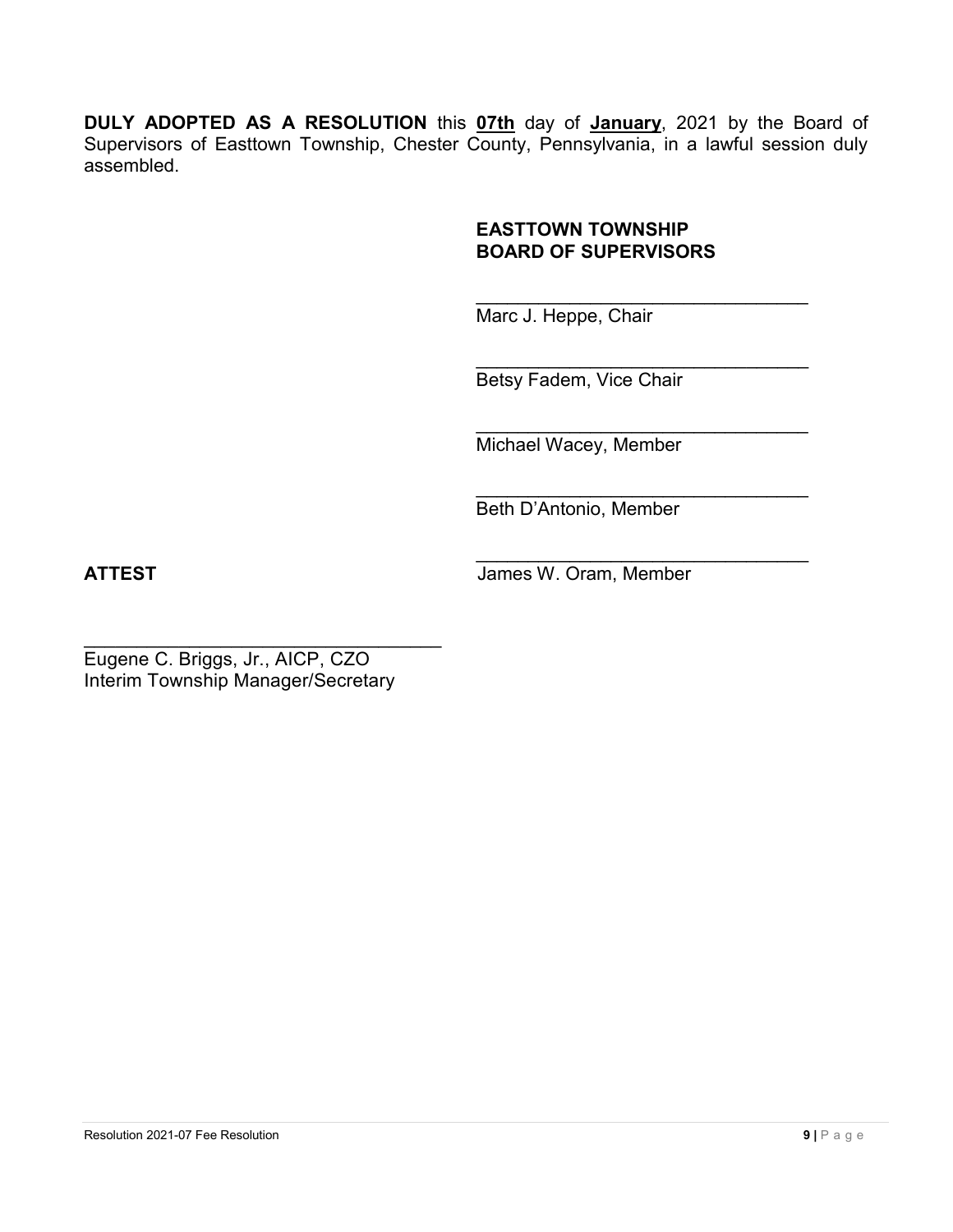**DULY ADOPTED AS A RESOLUTION** this **07th** day of **January**, 2021 by the Board of Supervisors of Easttown Township, Chester County, Pennsylvania, in a lawful session duly assembled.

**EASTTOWN TOWNSHIP**
**BOARD OF SUPERVISORS**

________________________________
Marc J. Heppe, Chair

________________________________
Betsy Fadem, Vice Chair

________________________________
Michael Wacey, Member

________________________________
Beth D'Antonio, Member

________________________________
James W. Oram, Member

**ATTEST**

________________________________
Eugene C. Briggs, Jr., AICP, CZO
Interim Township Manager/Secretary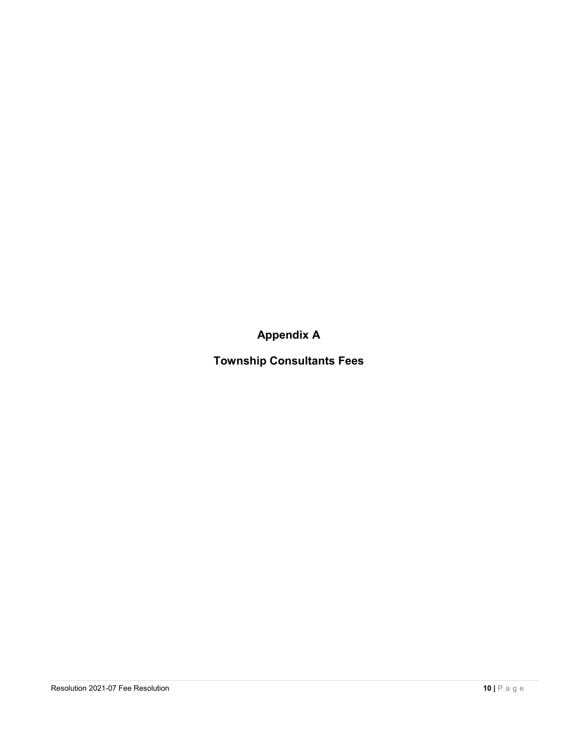# Appendix A

## Township Consultants Fees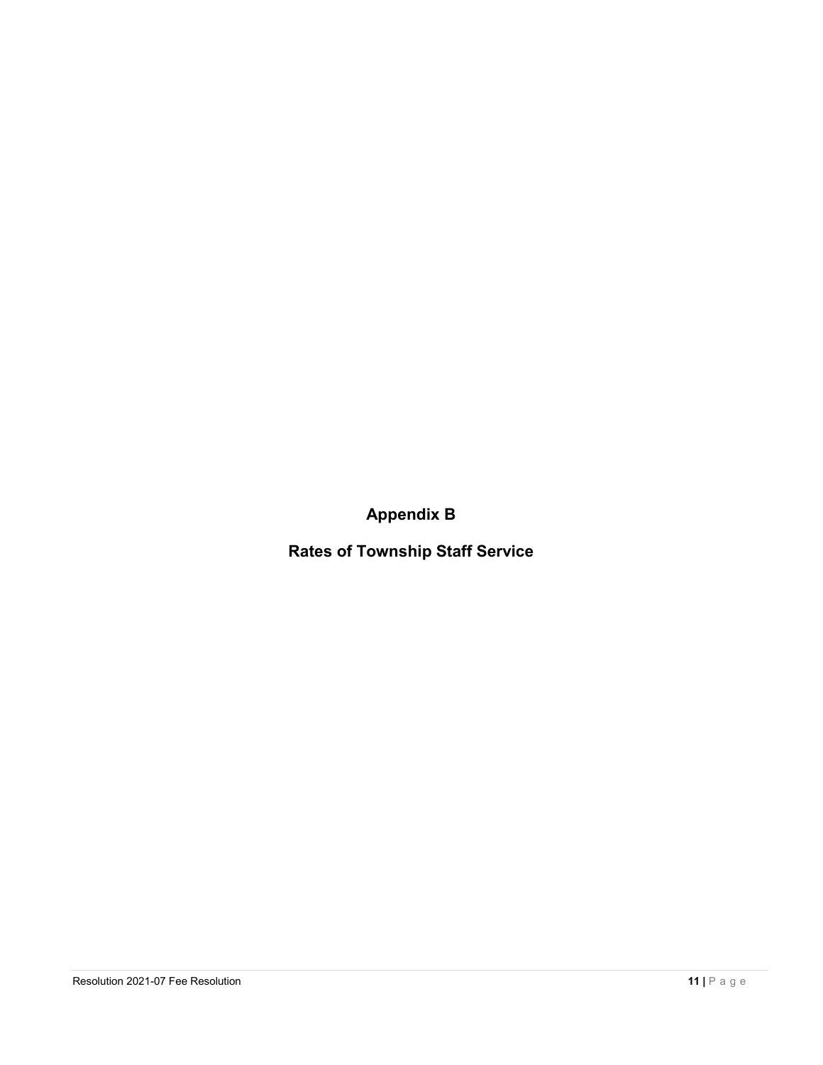# Appendix B

# Rates of Township Staff Service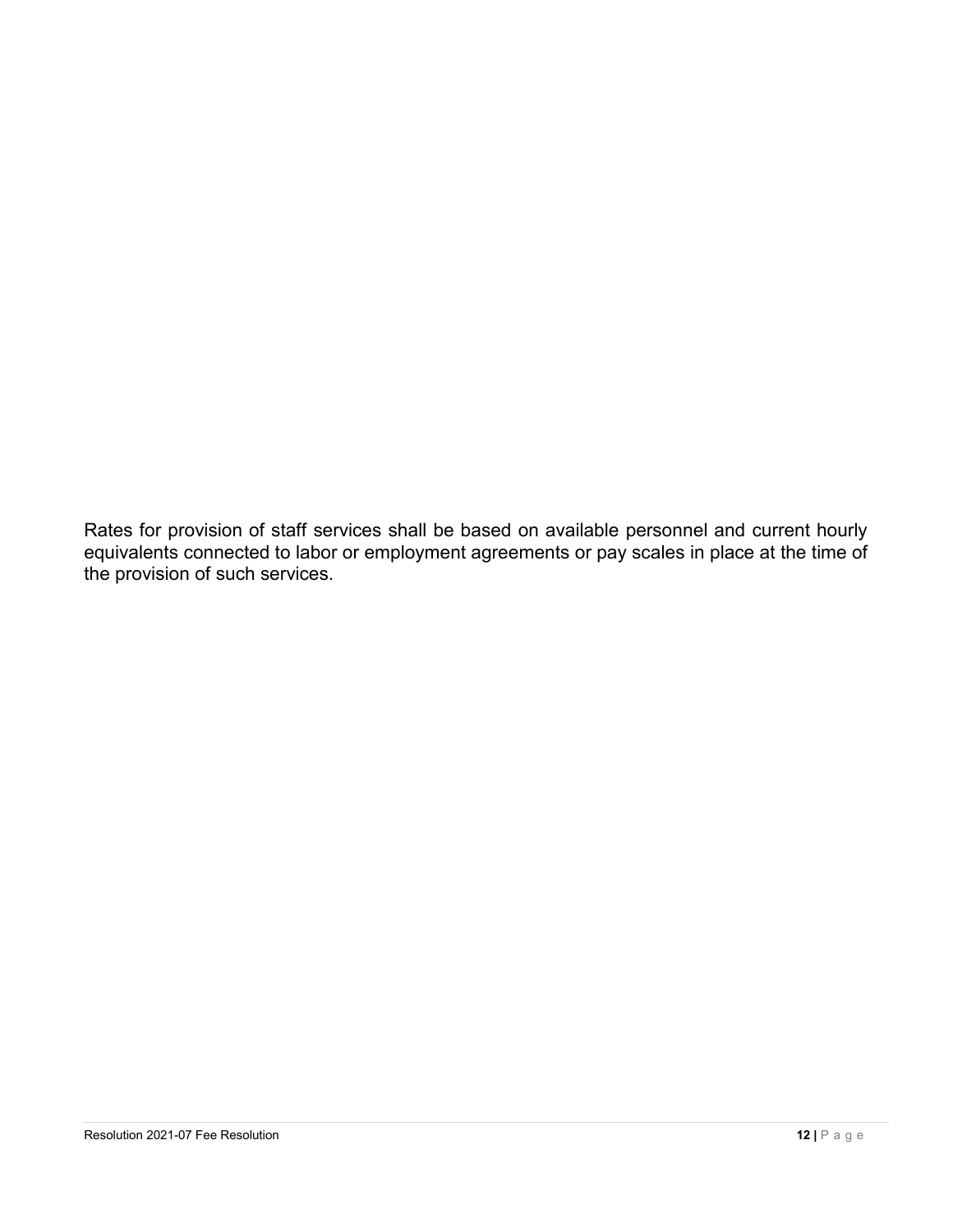Rates for provision of staff services shall be based on available personnel and current hourly equivalents connected to labor or employment agreements or pay scales in place at the time of the provision of such services.